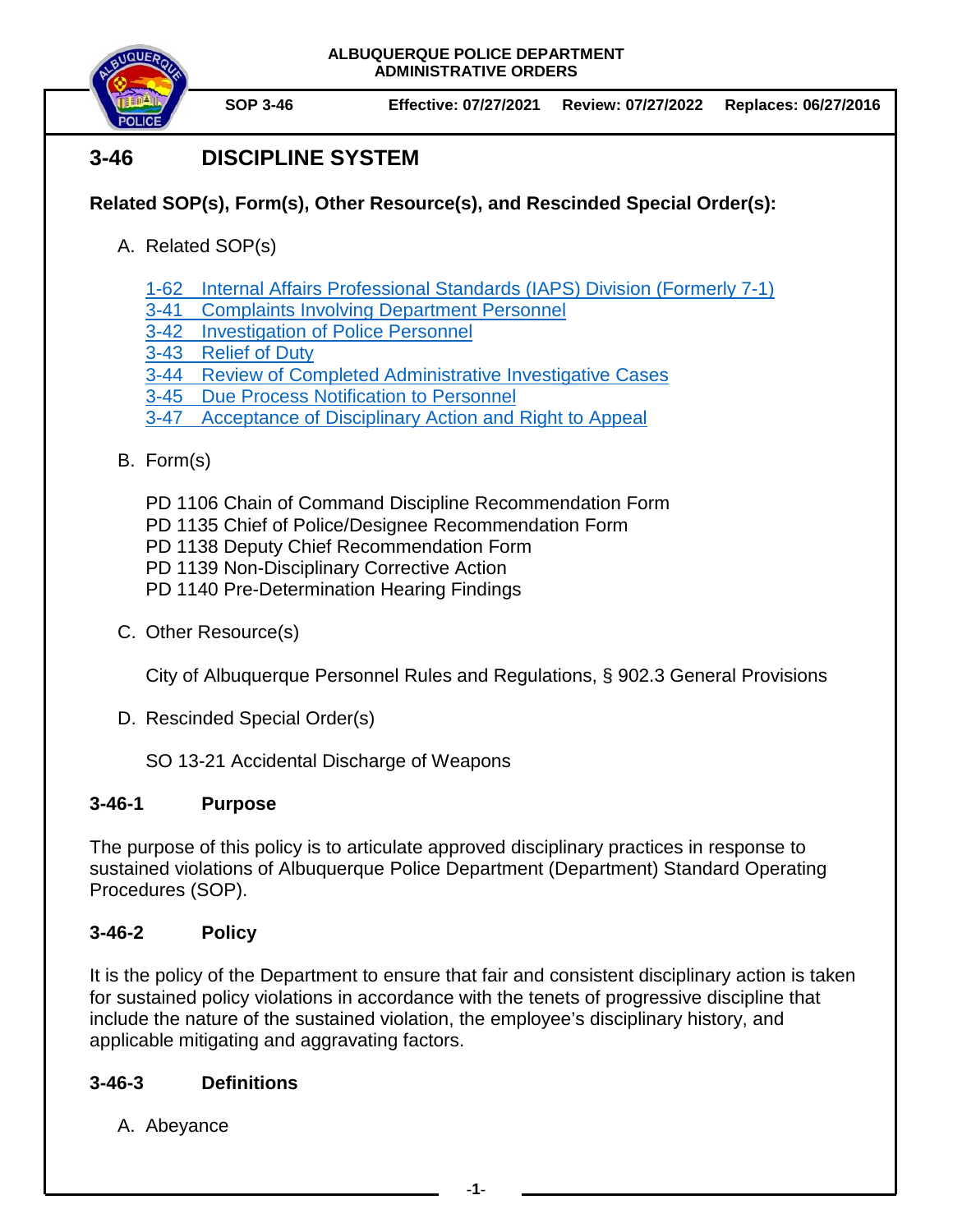ALBUQUERQUE POLICE DEPARTMENT
ADMINISTRATIVE ORDERS

**SOP 3-46** | **Effective: 07/27/2021** | **Review: 07/27/2022** | **Replaces: 06/27/2016**

# 3-46 DISCIPLINE SYSTEM

**Related SOP(s), Form(s), Other Resource(s), and Rescinded Special Order(s):**

A. Related SOP(s)

   1-62 Internal Affairs Professional Standards (IAPS) Division (Formerly 7-1)
   3-41 Complaints Involving Department Personnel
   3-42 Investigation of Police Personnel
   3-43 Relief of Duty
   3-44 Review of Completed Administrative Investigative Cases
   3-45 Due Process Notification to Personnel
   3-47 Acceptance of Disciplinary Action and Right to Appeal

B. Form(s)

   PD 1106 Chain of Command Discipline Recommendation Form
   PD 1135 Chief of Police/Designee Recommendation Form
   PD 1138 Deputy Chief Recommendation Form
   PD 1139 Non-Disciplinary Corrective Action
   PD 1140 Pre-Determination Hearing Findings

C. Other Resource(s)

   City of Albuquerque Personnel Rules and Regulations, § 902.3 General Provisions

D. Rescinded Special Order(s)

   SO 13-21 Accidental Discharge of Weapons

## 3-46-1 Purpose

The purpose of this policy is to articulate approved disciplinary practices in response to sustained violations of Albuquerque Police Department (Department) Standard Operating Procedures (SOP).

## 3-46-2 Policy

It is the policy of the Department to ensure that fair and consistent disciplinary action is taken for sustained policy violations in accordance with the tenets of progressive discipline that include the nature of the sustained violation, the employee's disciplinary history, and applicable mitigating and aggravating factors.

## 3-46-3 Definitions

A. Abeyance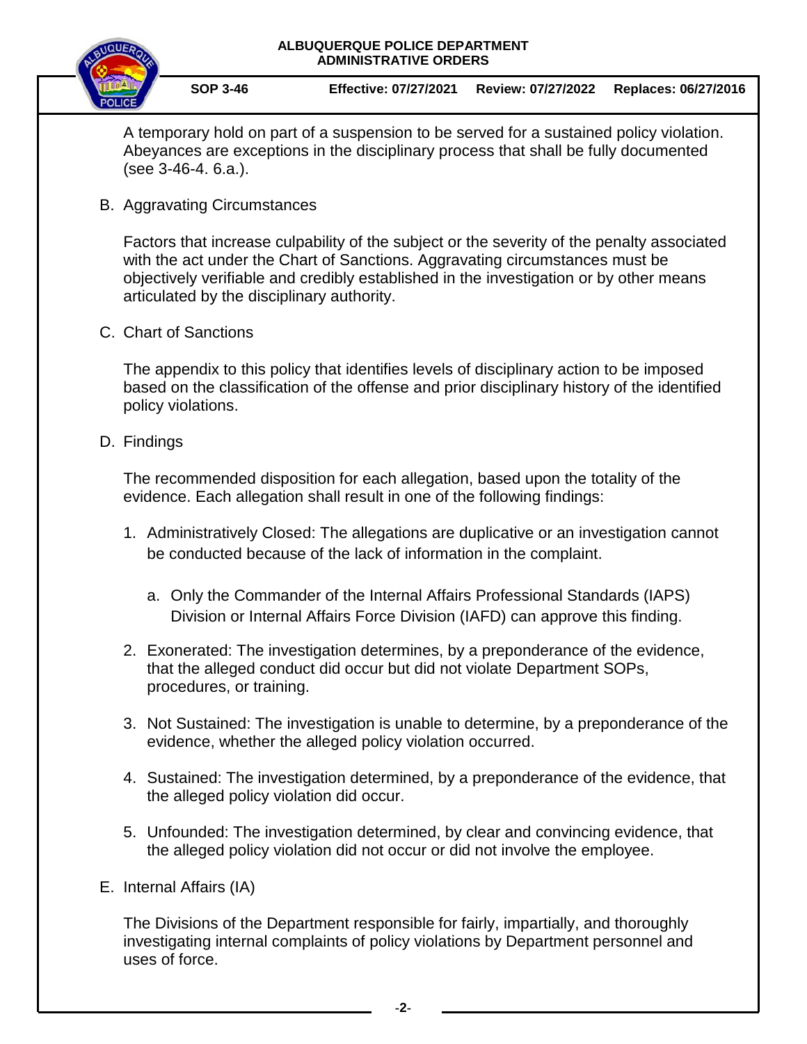A temporary hold on part of a suspension to be served for a sustained policy violation. Abeyances are exceptions in the disciplinary process that shall be fully documented (see 3-46-4. 6.a.).

B. Aggravating Circumstances

Factors that increase culpability of the subject or the severity of the penalty associated with the act under the Chart of Sanctions. Aggravating circumstances must be objectively verifiable and credibly established in the investigation or by other means articulated by the disciplinary authority.

C. Chart of Sanctions

The appendix to this policy that identifies levels of disciplinary action to be imposed based on the classification of the offense and prior disciplinary history of the identified policy violations.

D. Findings

The recommended disposition for each allegation, based upon the totality of the evidence. Each allegation shall result in one of the following findings:

1. Administratively Closed: The allegations are duplicative or an investigation cannot be conducted because of the lack of information in the complaint.

   a. Only the Commander of the Internal Affairs Professional Standards (IAPS) Division or Internal Affairs Force Division (IAFD) can approve this finding.

2. Exonerated: The investigation determines, by a preponderance of the evidence, that the alleged conduct did occur but did not violate Department SOPs, procedures, or training.

3. Not Sustained: The investigation is unable to determine, by a preponderance of the evidence, whether the alleged policy violation occurred.

4. Sustained: The investigation determined, by a preponderance of the evidence, that the alleged policy violation did occur.

5. Unfounded: The investigation determined, by clear and convincing evidence, that the alleged policy violation did not occur or did not involve the employee.

E. Internal Affairs (IA)

The Divisions of the Department responsible for fairly, impartially, and thoroughly investigating internal complaints of policy violations by Department personnel and uses of force.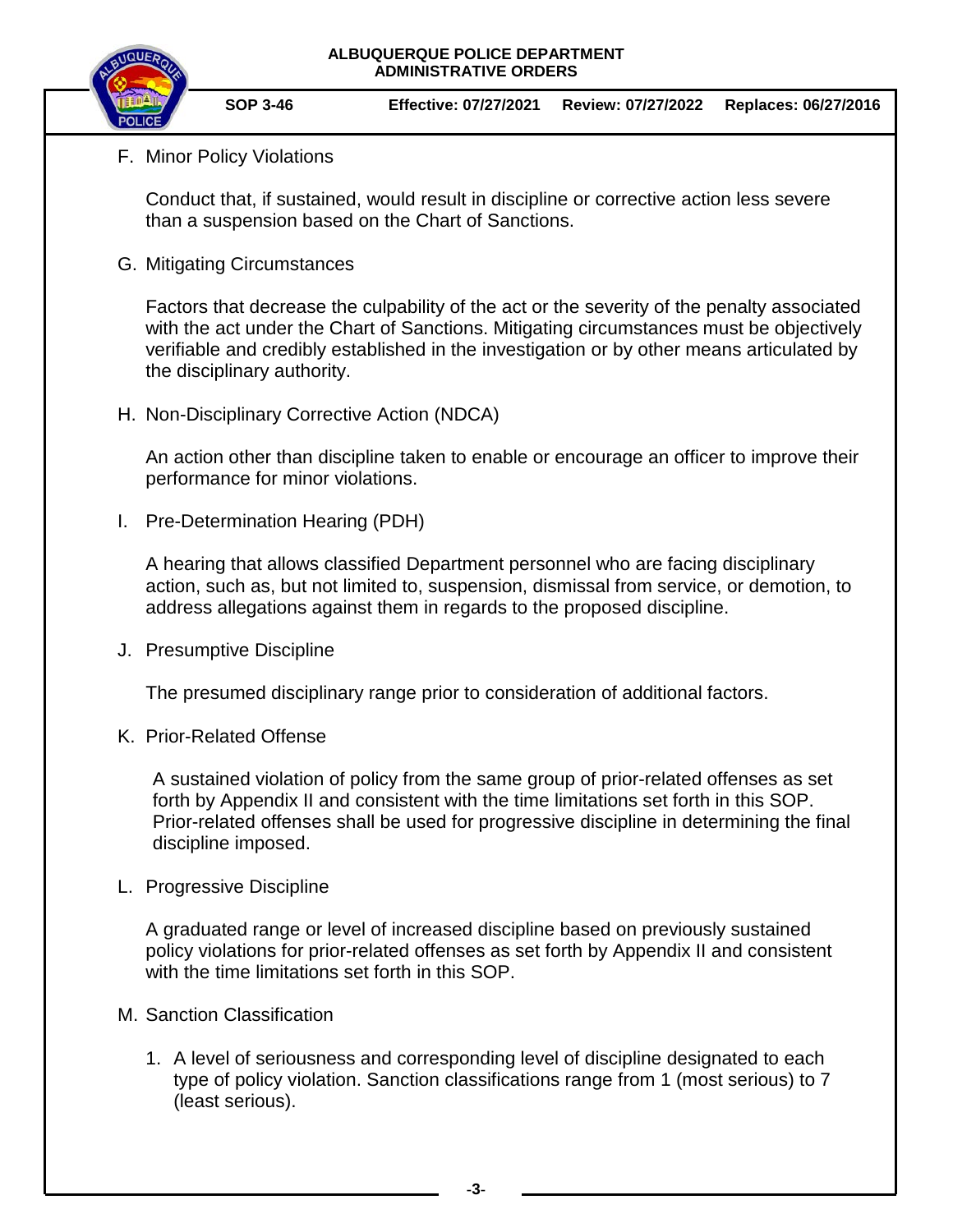F. Minor Policy Violations

   Conduct that, if sustained, would result in discipline or corrective action less severe than a suspension based on the Chart of Sanctions.

G. Mitigating Circumstances

   Factors that decrease the culpability of the act or the severity of the penalty associated with the act under the Chart of Sanctions. Mitigating circumstances must be objectively verifiable and credibly established in the investigation or by other means articulated by the disciplinary authority.

H. Non-Disciplinary Corrective Action (NDCA)

   An action other than discipline taken to enable or encourage an officer to improve their performance for minor violations.

I. Pre-Determination Hearing (PDH)

   A hearing that allows classified Department personnel who are facing disciplinary action, such as, but not limited to, suspension, dismissal from service, or demotion, to address allegations against them in regards to the proposed discipline.

J. Presumptive Discipline

   The presumed disciplinary range prior to consideration of additional factors.

K. Prior-Related Offense

   A sustained violation of policy from the same group of prior-related offenses as set forth by Appendix II and consistent with the time limitations set forth in this SOP. Prior-related offenses shall be used for progressive discipline in determining the final discipline imposed.

L. Progressive Discipline

   A graduated range or level of increased discipline based on previously sustained policy violations for prior-related offenses as set forth by Appendix II and consistent with the time limitations set forth in this SOP.

M. Sanction Classification

   1. A level of seriousness and corresponding level of discipline designated to each type of policy violation. Sanction classifications range from 1 (most serious) to 7 (least serious).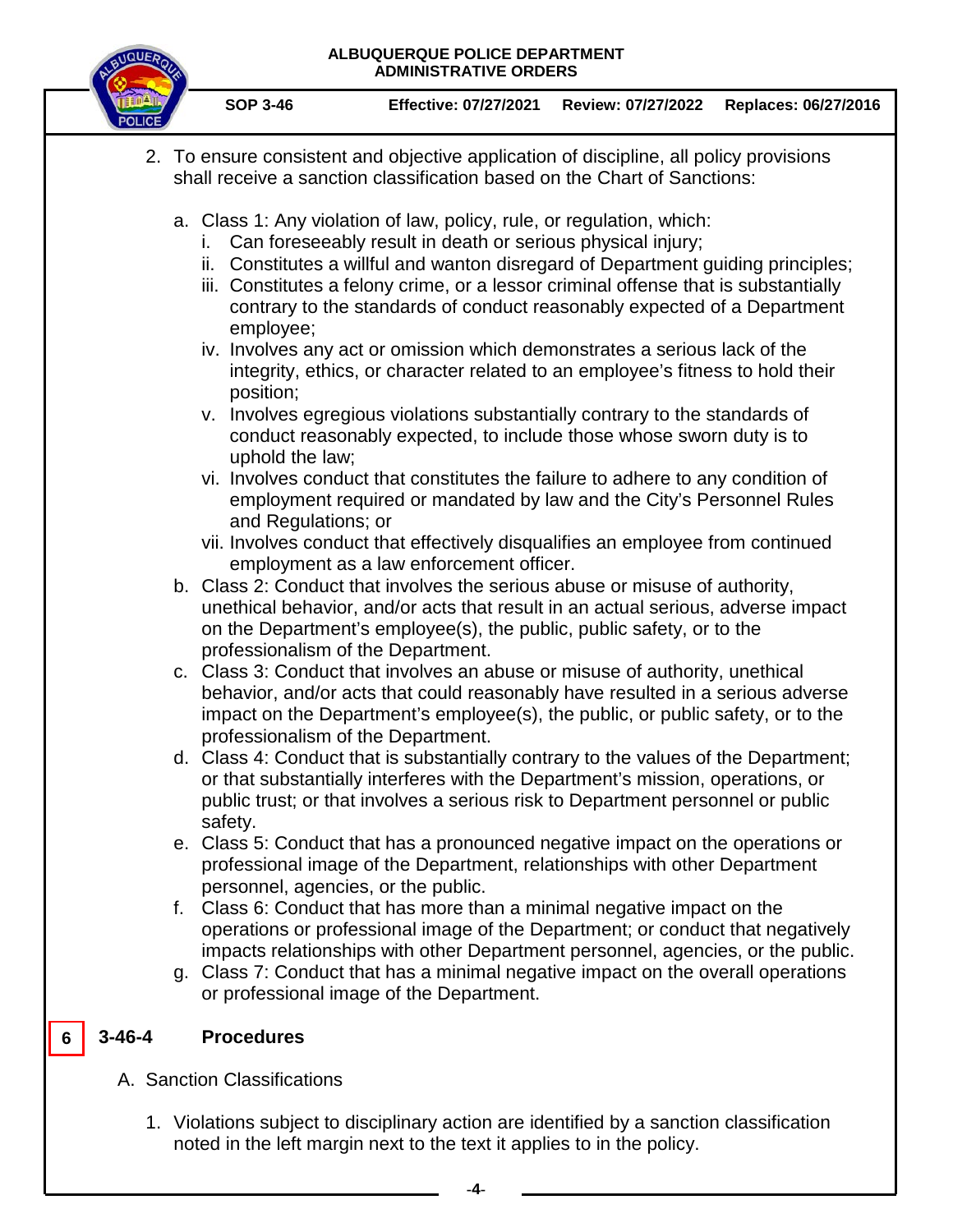2. To ensure consistent and objective application of discipline, all policy provisions shall receive a sanction classification based on the Chart of Sanctions:

   a. Class 1: Any violation of law, policy, rule, or regulation, which:
      i. Can foreseeably result in death or serious physical injury;
      ii. Constitutes a willful and wanton disregard of Department guiding principles;
      iii. Constitutes a felony crime, or a lessor criminal offense that is substantially contrary to the standards of conduct reasonably expected of a Department employee;
      iv. Involves any act or omission which demonstrates a serious lack of the integrity, ethics, or character related to an employee's fitness to hold their position;
      v. Involves egregious violations substantially contrary to the standards of conduct reasonably expected, to include those whose sworn duty is to uphold the law;
      vi. Involves conduct that constitutes the failure to adhere to any condition of employment required or mandated by law and the City's Personnel Rules and Regulations; or
      vii. Involves conduct that effectively disqualifies an employee from continued employment as a law enforcement officer.

   b. Class 2: Conduct that involves the serious abuse or misuse of authority, unethical behavior, and/or acts that result in an actual serious, adverse impact on the Department's employee(s), the public, public safety, or to the professionalism of the Department.

   c. Class 3: Conduct that involves an abuse or misuse of authority, unethical behavior, and/or acts that could reasonably have resulted in a serious adverse impact on the Department's employee(s), the public, or public safety, or to the professionalism of the Department.

   d. Class 4: Conduct that is substantially contrary to the values of the Department; or that substantially interferes with the Department's mission, operations, or public trust; or that involves a serious risk to Department personnel or public safety.

   e. Class 5: Conduct that has a pronounced negative impact on the operations or professional image of the Department, relationships with other Department personnel, agencies, or the public.

   f. Class 6: Conduct that has more than a minimal negative impact on the operations or professional image of the Department; or conduct that negatively impacts relationships with other Department personnel, agencies, or the public.

   g. Class 7: Conduct that has a minimal negative impact on the overall operations or professional image of the Department.

## 6 3-46-4 Procedures

A. Sanction Classifications

1. Violations subject to disciplinary action are identified by a sanction classification noted in the left margin next to the text it applies to in the policy.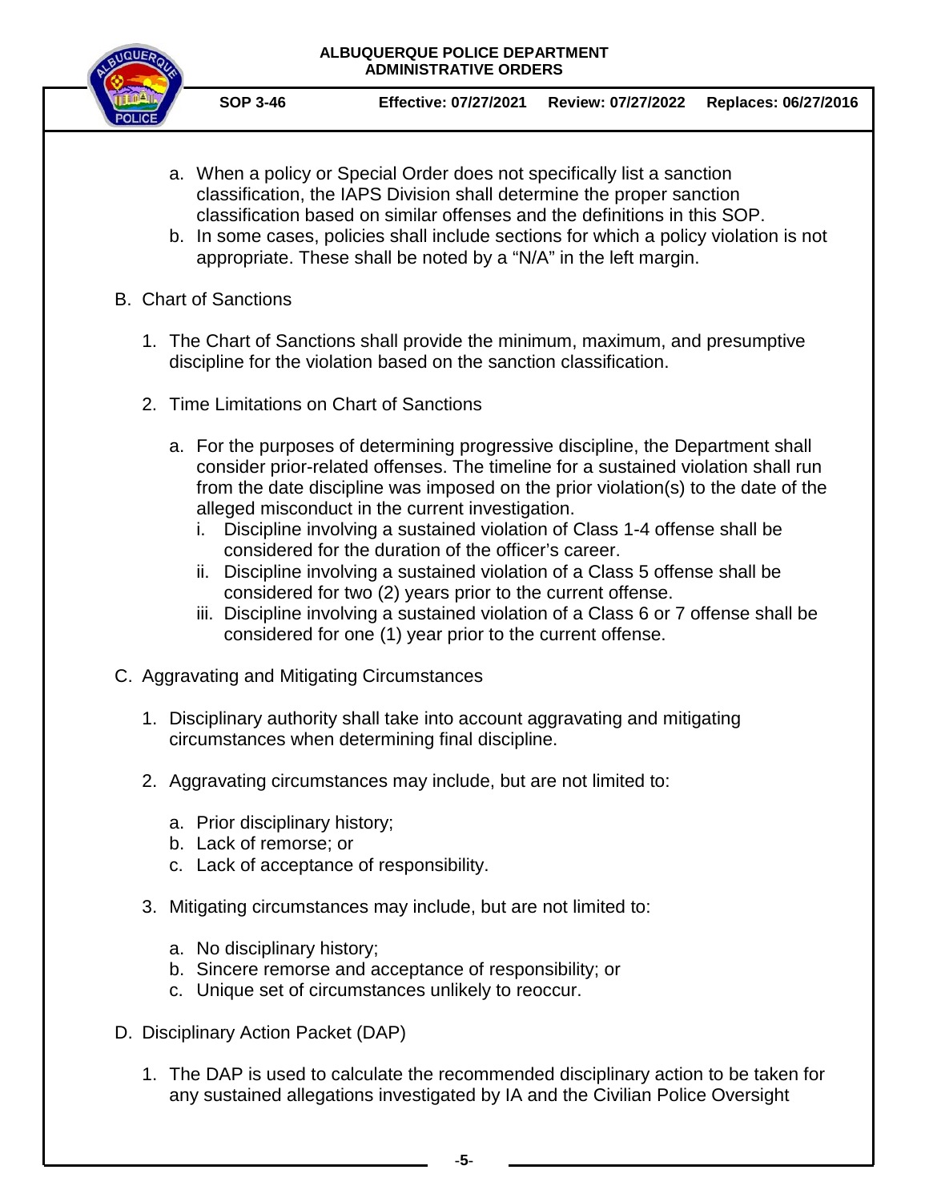a. When a policy or Special Order does not specifically list a sanction classification, the IAPS Division shall determine the proper sanction classification based on similar offenses and the definitions in this SOP.
b. In some cases, policies shall include sections for which a policy violation is not appropriate. These shall be noted by a "N/A" in the left margin.

B. Chart of Sanctions

1. The Chart of Sanctions shall provide the minimum, maximum, and presumptive discipline for the violation based on the sanction classification.

2. Time Limitations on Chart of Sanctions

   a. For the purposes of determining progressive discipline, the Department shall consider prior-related offenses. The timeline for a sustained violation shall run from the date discipline was imposed on the prior violation(s) to the date of the alleged misconduct in the current investigation.
      i. Discipline involving a sustained violation of Class 1-4 offense shall be considered for the duration of the officer's career.
      ii. Discipline involving a sustained violation of a Class 5 offense shall be considered for two (2) years prior to the current offense.
      iii. Discipline involving a sustained violation of a Class 6 or 7 offense shall be considered for one (1) year prior to the current offense.

C. Aggravating and Mitigating Circumstances

1. Disciplinary authority shall take into account aggravating and mitigating circumstances when determining final discipline.

2. Aggravating circumstances may include, but are not limited to:

   a. Prior disciplinary history;
   b. Lack of remorse; or
   c. Lack of acceptance of responsibility.

3. Mitigating circumstances may include, but are not limited to:

   a. No disciplinary history;
   b. Sincere remorse and acceptance of responsibility; or
   c. Unique set of circumstances unlikely to reoccur.

D. Disciplinary Action Packet (DAP)

1. The DAP is used to calculate the recommended disciplinary action to be taken for any sustained allegations investigated by IA and the Civilian Police Oversight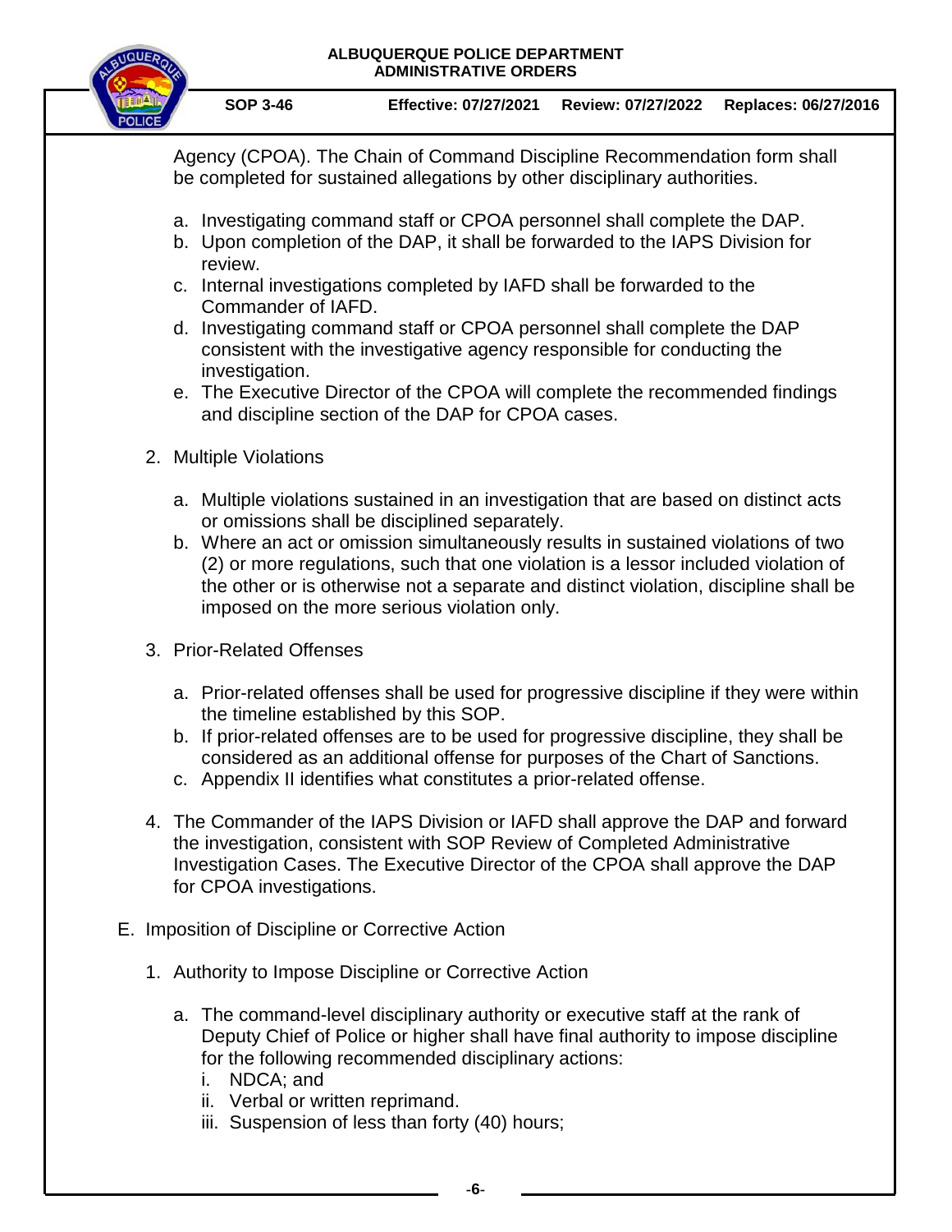Agency (CPOA). The Chain of Command Discipline Recommendation form shall be completed for sustained allegations by other disciplinary authorities.

a. Investigating command staff or CPOA personnel shall complete the DAP.
b. Upon completion of the DAP, it shall be forwarded to the IAPS Division for review.
c. Internal investigations completed by IAFD shall be forwarded to the Commander of IAFD.
d. Investigating command staff or CPOA personnel shall complete the DAP consistent with the investigative agency responsible for conducting the investigation.
e. The Executive Director of the CPOA will complete the recommended findings and discipline section of the DAP for CPOA cases.

2. Multiple Violations

a. Multiple violations sustained in an investigation that are based on distinct acts or omissions shall be disciplined separately.
b. Where an act or omission simultaneously results in sustained violations of two (2) or more regulations, such that one violation is a lessor included violation of the other or is otherwise not a separate and distinct violation, discipline shall be imposed on the more serious violation only.

3. Prior-Related Offenses

a. Prior-related offenses shall be used for progressive discipline if they were within the timeline established by this SOP.
b. If prior-related offenses are to be used for progressive discipline, they shall be considered as an additional offense for purposes of the Chart of Sanctions.
c. Appendix II identifies what constitutes a prior-related offense.

4. The Commander of the IAPS Division or IAFD shall approve the DAP and forward the investigation, consistent with SOP Review of Completed Administrative Investigation Cases. The Executive Director of the CPOA shall approve the DAP for CPOA investigations.

E. Imposition of Discipline or Corrective Action

1. Authority to Impose Discipline or Corrective Action

a. The command-level disciplinary authority or executive staff at the rank of Deputy Chief of Police or higher shall have final authority to impose discipline for the following recommended disciplinary actions:
   i. NDCA; and
   ii. Verbal or written reprimand.
   iii. Suspension of less than forty (40) hours;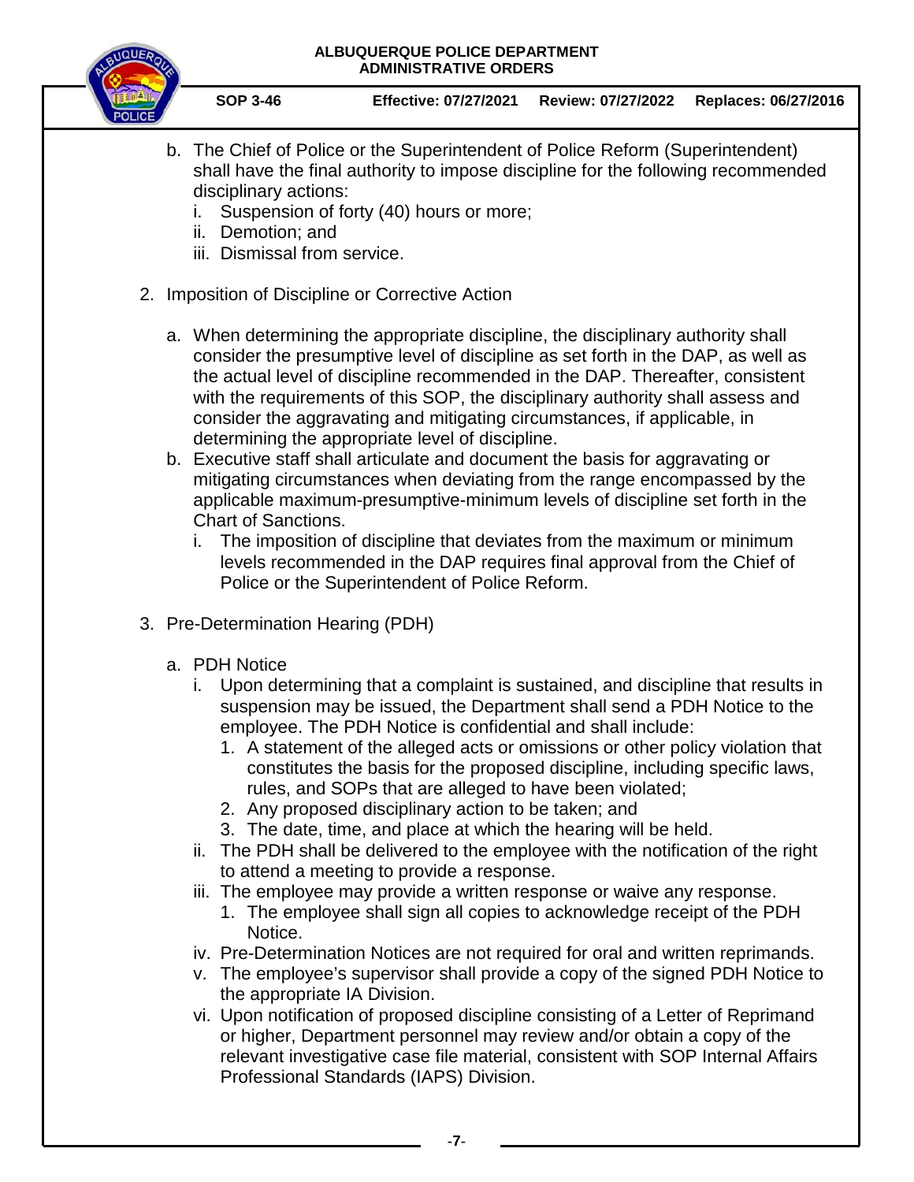b. The Chief of Police or the Superintendent of Police Reform (Superintendent) shall have the final authority to impose discipline for the following recommended disciplinary actions:
   i. Suspension of forty (40) hours or more;
   ii. Demotion; and
   iii. Dismissal from service.

2. Imposition of Discipline or Corrective Action

   a. When determining the appropriate discipline, the disciplinary authority shall consider the presumptive level of discipline as set forth in the DAP, as well as the actual level of discipline recommended in the DAP. Thereafter, consistent with the requirements of this SOP, the disciplinary authority shall assess and consider the aggravating and mitigating circumstances, if applicable, in determining the appropriate level of discipline.
   b. Executive staff shall articulate and document the basis for aggravating or mitigating circumstances when deviating from the range encompassed by the applicable maximum-presumptive-minimum levels of discipline set forth in the Chart of Sanctions.
      i. The imposition of discipline that deviates from the maximum or minimum levels recommended in the DAP requires final approval from the Chief of Police or the Superintendent of Police Reform.

3. Pre-Determination Hearing (PDH)

   a. PDH Notice
      i. Upon determining that a complaint is sustained, and discipline that results in suspension may be issued, the Department shall send a PDH Notice to the employee. The PDH Notice is confidential and shall include:
         1. A statement of the alleged acts or omissions or other policy violation that constitutes the basis for the proposed discipline, including specific laws, rules, and SOPs that are alleged to have been violated;
         2. Any proposed disciplinary action to be taken; and
         3. The date, time, and place at which the hearing will be held.
      ii. The PDH shall be delivered to the employee with the notification of the right to attend a meeting to provide a response.
      iii. The employee may provide a written response or waive any response.
         1. The employee shall sign all copies to acknowledge receipt of the PDH Notice.
      iv. Pre-Determination Notices are not required for oral and written reprimands.
      v. The employee's supervisor shall provide a copy of the signed PDH Notice to the appropriate IA Division.
      vi. Upon notification of proposed discipline consisting of a Letter of Reprimand or higher, Department personnel may review and/or obtain a copy of the relevant investigative case file material, consistent with SOP Internal Affairs Professional Standards (IAPS) Division.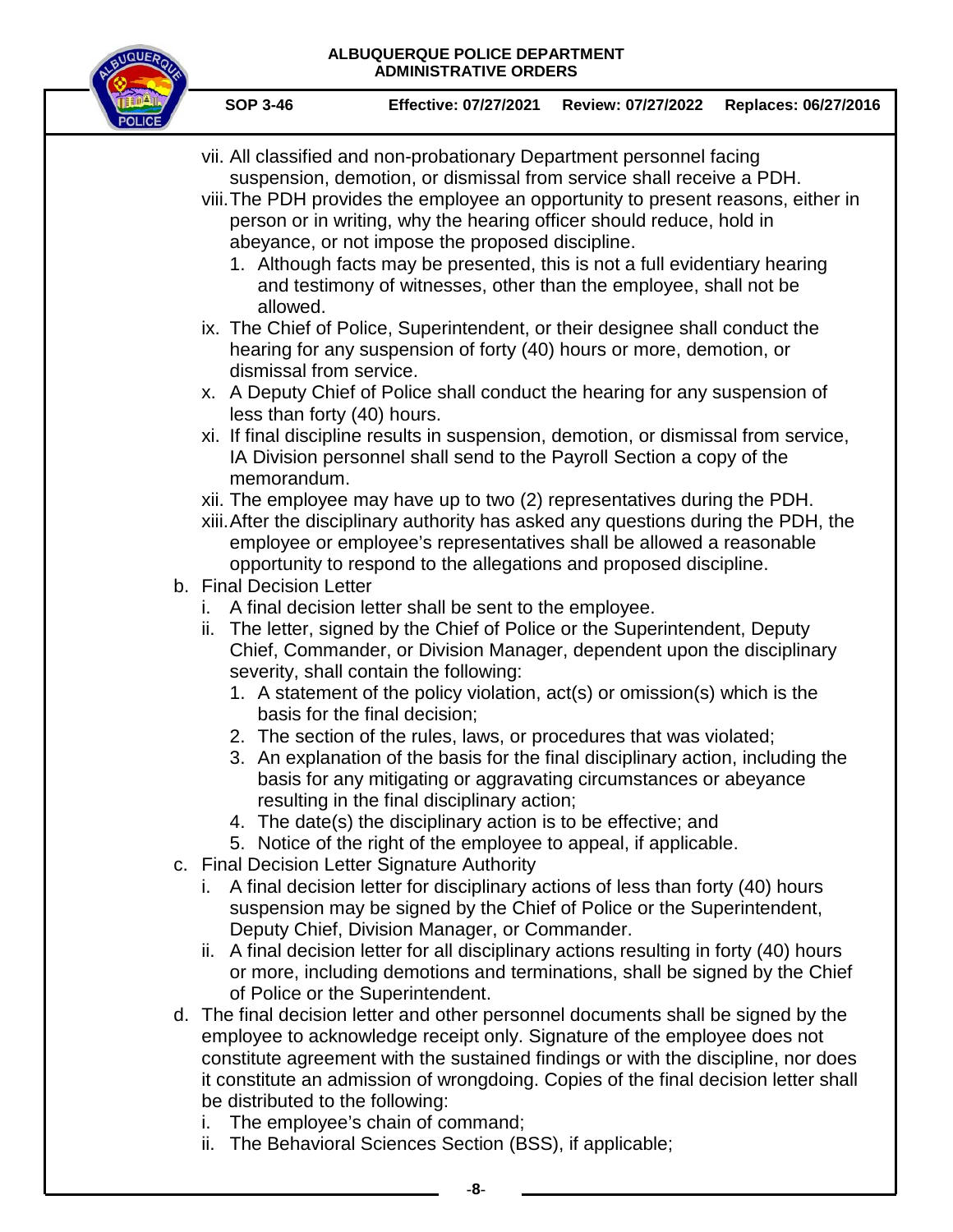vii. All classified and non-probationary Department personnel facing suspension, demotion, or dismissal from service shall receive a PDH.

viii. The PDH provides the employee an opportunity to present reasons, either in person or in writing, why the hearing officer should reduce, hold in abeyance, or not impose the proposed discipline.

1. Although facts may be presented, this is not a full evidentiary hearing and testimony of witnesses, other than the employee, shall not be allowed.

ix. The Chief of Police, Superintendent, or their designee shall conduct the hearing for any suspension of forty (40) hours or more, demotion, or dismissal from service.

x. A Deputy Chief of Police shall conduct the hearing for any suspension of less than forty (40) hours.

xi. If final discipline results in suspension, demotion, or dismissal from service, IA Division personnel shall send to the Payroll Section a copy of the memorandum.

xii. The employee may have up to two (2) representatives during the PDH.

xiii. After the disciplinary authority has asked any questions during the PDH, the employee or employee's representatives shall be allowed a reasonable opportunity to respond to the allegations and proposed discipline.

b. Final Decision Letter

i. A final decision letter shall be sent to the employee.

ii. The letter, signed by the Chief of Police or the Superintendent, Deputy Chief, Commander, or Division Manager, dependent upon the disciplinary severity, shall contain the following:

1. A statement of the policy violation, act(s) or omission(s) which is the basis for the final decision;
2. The section of the rules, laws, or procedures that was violated;
3. An explanation of the basis for the final disciplinary action, including the basis for any mitigating or aggravating circumstances or abeyance resulting in the final disciplinary action;
4. The date(s) the disciplinary action is to be effective; and
5. Notice of the right of the employee to appeal, if applicable.

c. Final Decision Letter Signature Authority

i. A final decision letter for disciplinary actions of less than forty (40) hours suspension may be signed by the Chief of Police or the Superintendent, Deputy Chief, Division Manager, or Commander.

ii. A final decision letter for all disciplinary actions resulting in forty (40) hours or more, including demotions and terminations, shall be signed by the Chief of Police or the Superintendent.

d. The final decision letter and other personnel documents shall be signed by the employee to acknowledge receipt only. Signature of the employee does not constitute agreement with the sustained findings or with the discipline, nor does it constitute an admission of wrongdoing. Copies of the final decision letter shall be distributed to the following:

i. The employee's chain of command;

ii. The Behavioral Sciences Section (BSS), if applicable;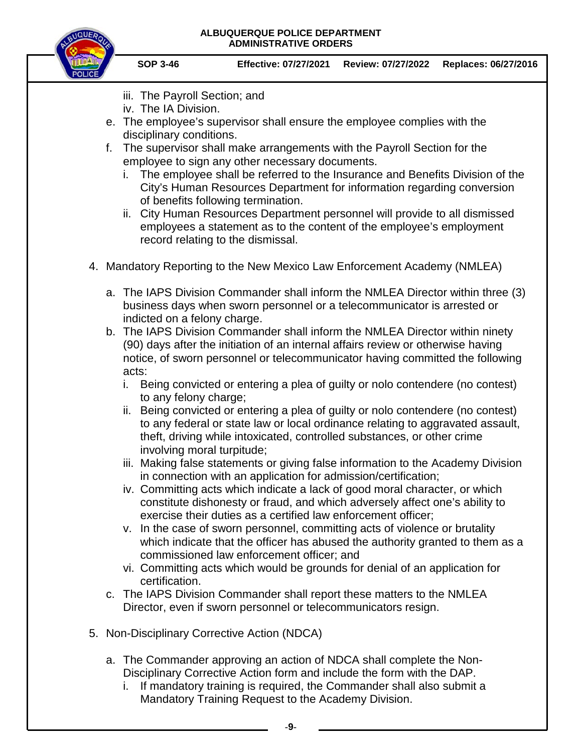iii. The Payroll Section; and
iv. The IA Division.

e. The employee's supervisor shall ensure the employee complies with the disciplinary conditions.

f. The supervisor shall make arrangements with the Payroll Section for the employee to sign any other necessary documents.
   i. The employee shall be referred to the Insurance and Benefits Division of the City's Human Resources Department for information regarding conversion of benefits following termination.
   ii. City Human Resources Department personnel will provide to all dismissed employees a statement as to the content of the employee's employment record relating to the dismissal.

4. Mandatory Reporting to the New Mexico Law Enforcement Academy (NMLEA)

   a. The IAPS Division Commander shall inform the NMLEA Director within three (3) business days when sworn personnel or a telecommunicator is arrested or indicted on a felony charge.
   b. The IAPS Division Commander shall inform the NMLEA Director within ninety (90) days after the initiation of an internal affairs review or otherwise having notice, of sworn personnel or telecommunicator having committed the following acts:
      i. Being convicted or entering a plea of guilty or nolo contendere (no contest) to any felony charge;
      ii. Being convicted or entering a plea of guilty or nolo contendere (no contest) to any federal or state law or local ordinance relating to aggravated assault, theft, driving while intoxicated, controlled substances, or other crime involving moral turpitude;
      iii. Making false statements or giving false information to the Academy Division in connection with an application for admission/certification;
      iv. Committing acts which indicate a lack of good moral character, or which constitute dishonesty or fraud, and which adversely affect one's ability to exercise their duties as a certified law enforcement officer;
      v. In the case of sworn personnel, committing acts of violence or brutality which indicate that the officer has abused the authority granted to them as a commissioned law enforcement officer; and
      vi. Committing acts which would be grounds for denial of an application for certification.
   c. The IAPS Division Commander shall report these matters to the NMLEA Director, even if sworn personnel or telecommunicators resign.

5. Non-Disciplinary Corrective Action (NDCA)

   a. The Commander approving an action of NDCA shall complete the Non-Disciplinary Corrective Action form and include the form with the DAP.
      i. If mandatory training is required, the Commander shall also submit a Mandatory Training Request to the Academy Division.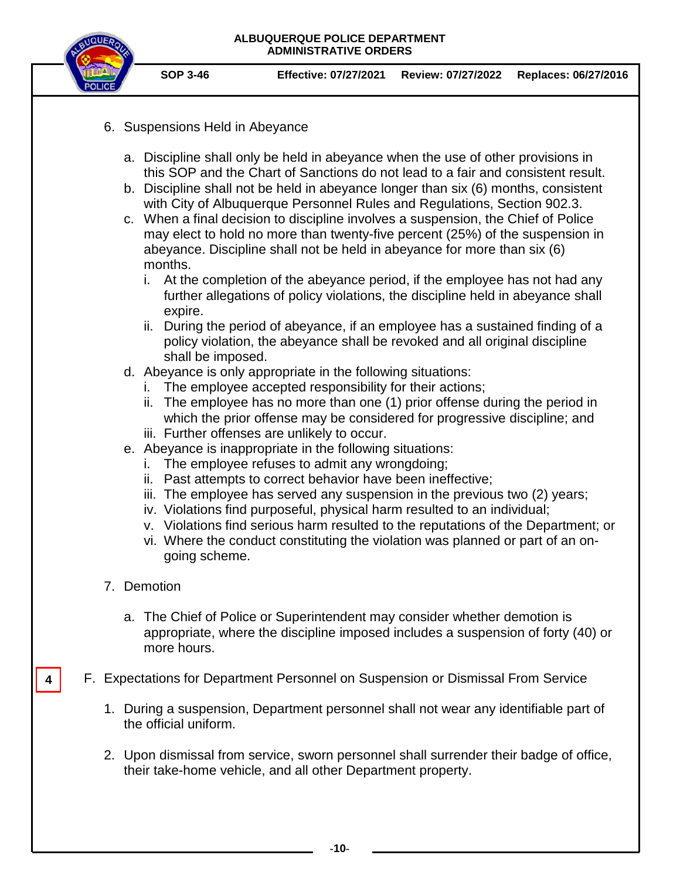6. Suspensions Held in Abeyance

   a. Discipline shall only be held in abeyance when the use of other provisions in this SOP and the Chart of Sanctions do not lead to a fair and consistent result.
   b. Discipline shall not be held in abeyance longer than six (6) months, consistent with City of Albuquerque Personnel Rules and Regulations, Section 902.3.
   c. When a final decision to discipline involves a suspension, the Chief of Police may elect to hold no more than twenty-five percent (25%) of the suspension in abeyance. Discipline shall not be held in abeyance for more than six (6) months.
      i. At the completion of the abeyance period, if the employee has not had any further allegations of policy violations, the discipline held in abeyance shall expire.
      ii. During the period of abeyance, if an employee has a sustained finding of a policy violation, the abeyance shall be revoked and all original discipline shall be imposed.
   d. Abeyance is only appropriate in the following situations:
      i. The employee accepted responsibility for their actions;
      ii. The employee has no more than one (1) prior offense during the period in which the prior offense may be considered for progressive discipline; and
      iii. Further offenses are unlikely to occur.
   e. Abeyance is inappropriate in the following situations:
      i. The employee refuses to admit any wrongdoing;
      ii. Past attempts to correct behavior have been ineffective;
      iii. The employee has served any suspension in the previous two (2) years;
      iv. Violations find purposeful, physical harm resulted to an individual;
      v. Violations find serious harm resulted to the reputations of the Department; or
      vi. Where the conduct constituting the violation was planned or part of an on-going scheme.

7. Demotion

   a. The Chief of Police or Superintendent may consider whether demotion is appropriate, where the discipline imposed includes a suspension of forty (40) or more hours.

4

F. Expectations for Department Personnel on Suspension or Dismissal From Service

   1. During a suspension, Department personnel shall not wear any identifiable part of the official uniform.

   2. Upon dismissal from service, sworn personnel shall surrender their badge of office, their take-home vehicle, and all other Department property.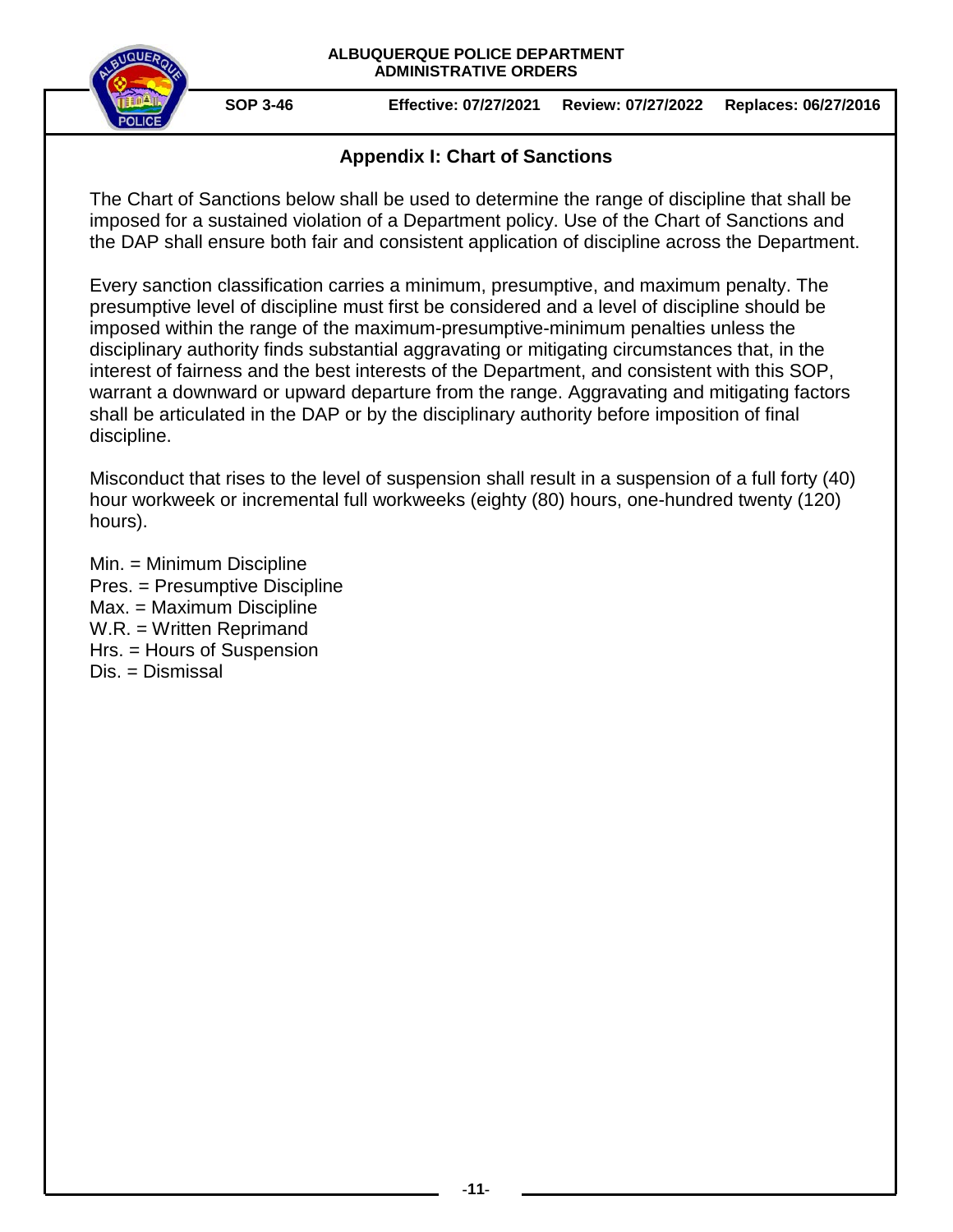## Appendix I: Chart of Sanctions

The Chart of Sanctions below shall be used to determine the range of discipline that shall be imposed for a sustained violation of a Department policy. Use of the Chart of Sanctions and the DAP shall ensure both fair and consistent application of discipline across the Department.

Every sanction classification carries a minimum, presumptive, and maximum penalty. The presumptive level of discipline must first be considered and a level of discipline should be imposed within the range of the maximum-presumptive-minimum penalties unless the disciplinary authority finds substantial aggravating or mitigating circumstances that, in the interest of fairness and the best interests of the Department, and consistent with this SOP, warrant a downward or upward departure from the range. Aggravating and mitigating factors shall be articulated in the DAP or by the disciplinary authority before imposition of final discipline.

Misconduct that rises to the level of suspension shall result in a suspension of a full forty (40) hour workweek or incremental full workweeks (eighty (80) hours, one-hundred twenty (120) hours).

Min. = Minimum Discipline
Pres. = Presumptive Discipline
Max. = Maximum Discipline
W.R. = Written Reprimand
Hrs. = Hours of Suspension
Dis. = Dismissal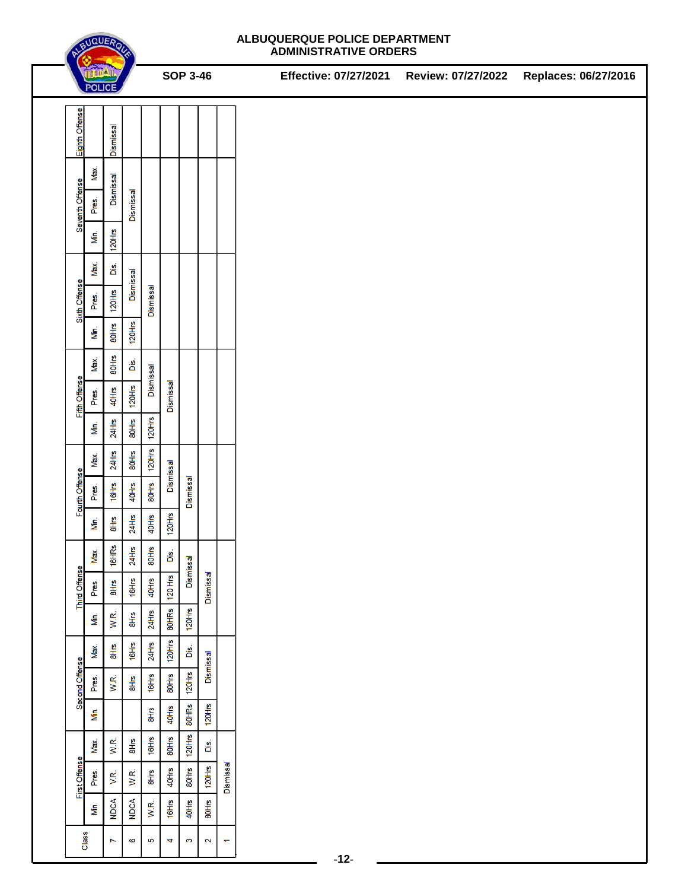| Class | First Offense | | | Second Offense | | | Third Offense | | | Fourth Offense | | | Fifth Offense | | | Sixth Offense | | | Seventh Offense | | | Eighth Offense |
|---|---|---|---|---|---|---|---|---|---|---|---|---|---|---|---|---|---|---|---|---|---|---|
| | Min. | Pres. | Max. | Min. | Pres. | Max. | Min. | Pres. | Max. | Min. | Pres. | Max. | Min. | Pres. | Max. | Min. | Pres. | Max. | Min. | Pres. | Max. | |
| 7 | NDCA | V.R. | W.R. | | W.R. | 8Hrs | W.R. | 8Hrs | 16HRs | 8Hrs | 16Hrs | 24Hrs | 24Hrs | 40Hrs | 80Hrs | 80Hrs | 120Hrs | Dis. | 120Hrs | Dismissal | | Dismissal |
| 6 | NDCA | W.R. | 8Hrs | | 8Hrs | 16Hrs | 8Hrs | 16Hrs | 24Hrs | 24Hrs | 40Hrs | 80Hrs | 80Hrs | 120Hrs | Dis. | 120Hrs | Dismissal | | Dismissal | | | |
| 5 | W.R. | 8Hrs | 16Hrs | 8Hrs | 16Hrs | 24Hrs | 24Hrs | 40Hrs | 80Hrs | 40Hrs | 80Hrs | 120Hrs | 120Hrs | Dismissal | | Dismissal | | | | | | |
| 4 | 16Hrs | 40Hrs | 80Hrs | 40Hrs | 80Hrs | 120Hrs | 80HRs | 120 Hrs | Dis. | 120Hrs | Dismissal | | Dismissal | | | | | | | | | |
| 3 | 40Hrs | 80Hrs | 120Hrs | 80HRs | 120Hrs | Dis. | 120Hrs | Dismissal | | Dismissal | | | | | | | | | | | | |
| 2 | 80Hrs | 120Hrs | Dis. | 120Hrs | Dismissal | | Dismissal | | | | | | | | | | | | | | | |
| 1 | Dismissal | | | | | | | | | | | | | | | | | | | | | |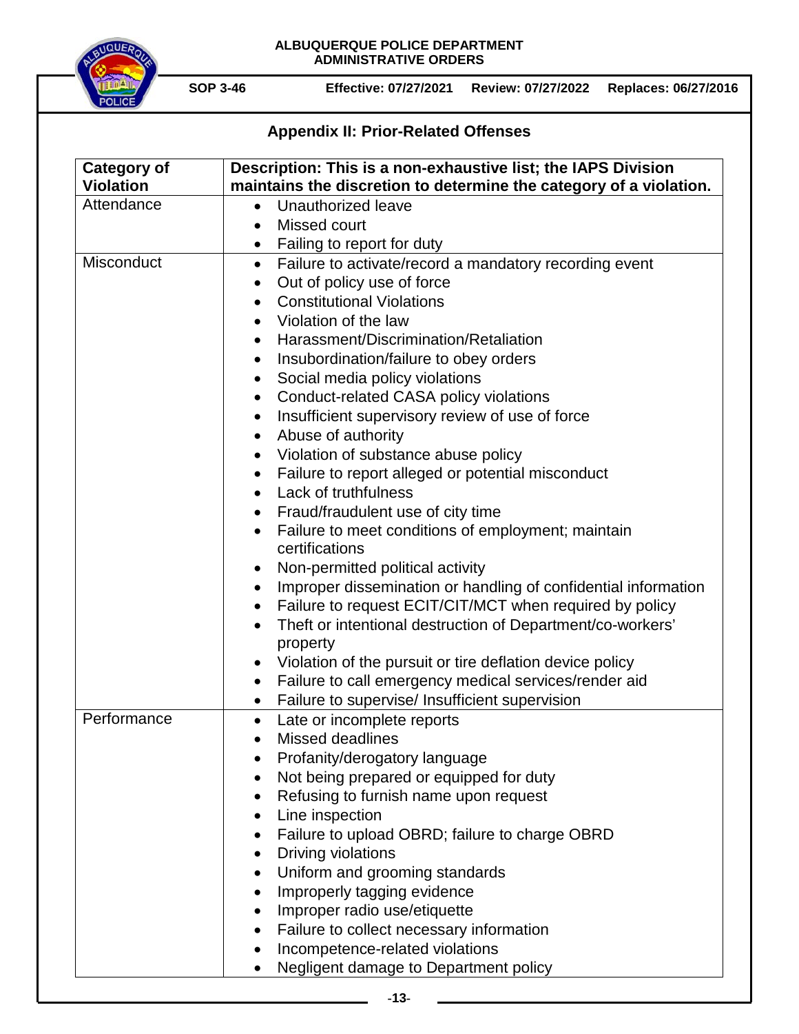## Appendix II: Prior-Related Offenses

| Category of Violation | Description: This is a non-exhaustive list; the IAPS Division maintains the discretion to determine the category of a violation. |
|---|---|
| Attendance | • Unauthorized leave<br>• Missed court<br>• Failing to report for duty |
| Misconduct | • Failure to activate/record a mandatory recording event<br>• Out of policy use of force<br>• Constitutional Violations<br>• Violation of the law<br>• Harassment/Discrimination/Retaliation<br>• Insubordination/failure to obey orders<br>• Social media policy violations<br>• Conduct-related CASA policy violations<br>• Insufficient supervisory review of use of force<br>• Abuse of authority<br>• Violation of substance abuse policy<br>• Failure to report alleged or potential misconduct<br>• Lack of truthfulness<br>• Fraud/fraudulent use of city time<br>• Failure to meet conditions of employment; maintain certifications<br>• Non-permitted political activity<br>• Improper dissemination or handling of confidential information<br>• Failure to request ECIT/CIT/MCT when required by policy<br>• Theft or intentional destruction of Department/co-workers' property<br>• Violation of the pursuit or tire deflation device policy<br>• Failure to call emergency medical services/render aid<br>• Failure to supervise/ Insufficient supervision |
| Performance | • Late or incomplete reports<br>• Missed deadlines<br>• Profanity/derogatory language<br>• Not being prepared or equipped for duty<br>• Refusing to furnish name upon request<br>• Line inspection<br>• Failure to upload OBRD; failure to charge OBRD<br>• Driving violations<br>• Uniform and grooming standards<br>• Improperly tagging evidence<br>• Improper radio use/etiquette<br>• Failure to collect necessary information<br>• Incompetence-related violations<br>• Negligent damage to Department policy |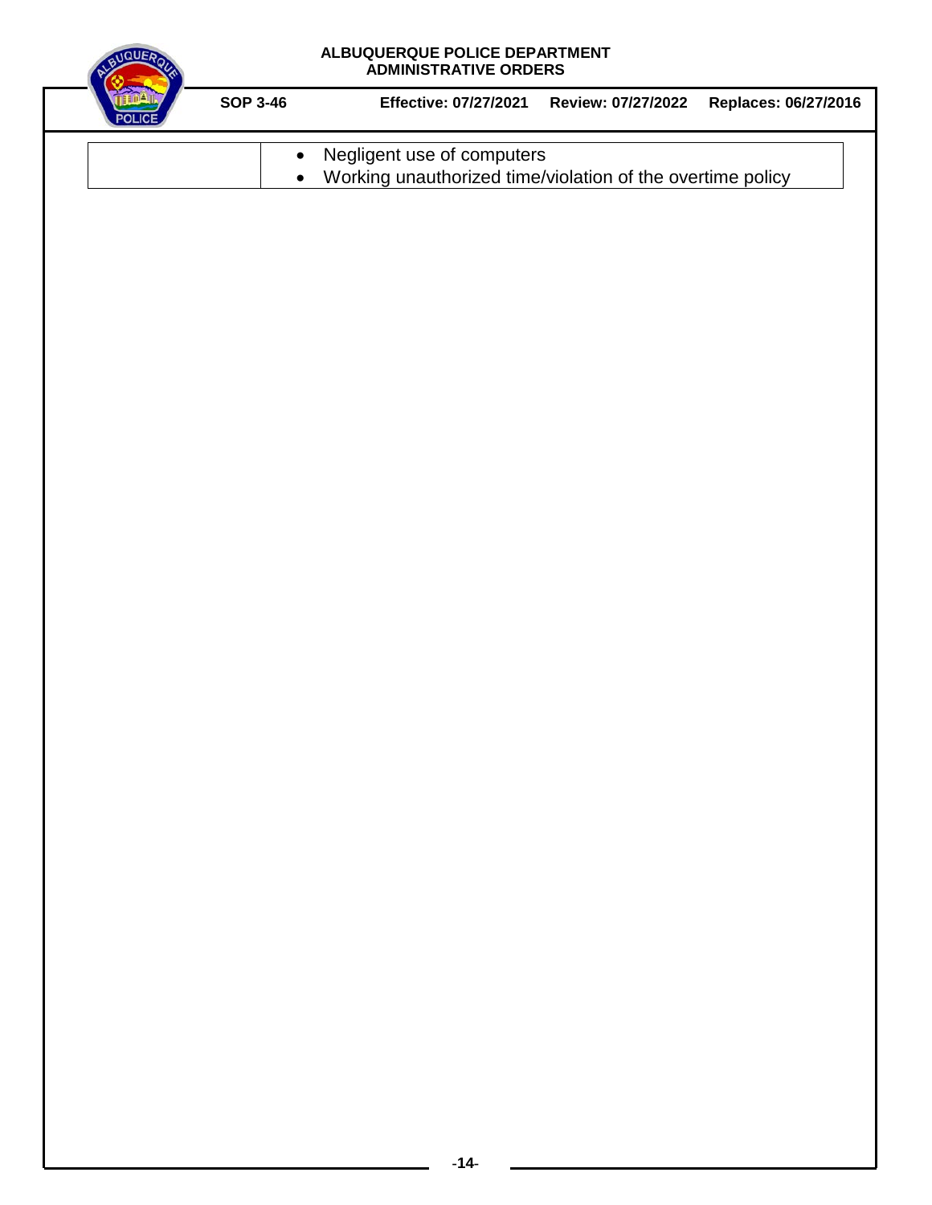| | |
|---|---|
| | • Negligent use of computers<br>• Working unauthorized time/violation of the overtime policy |